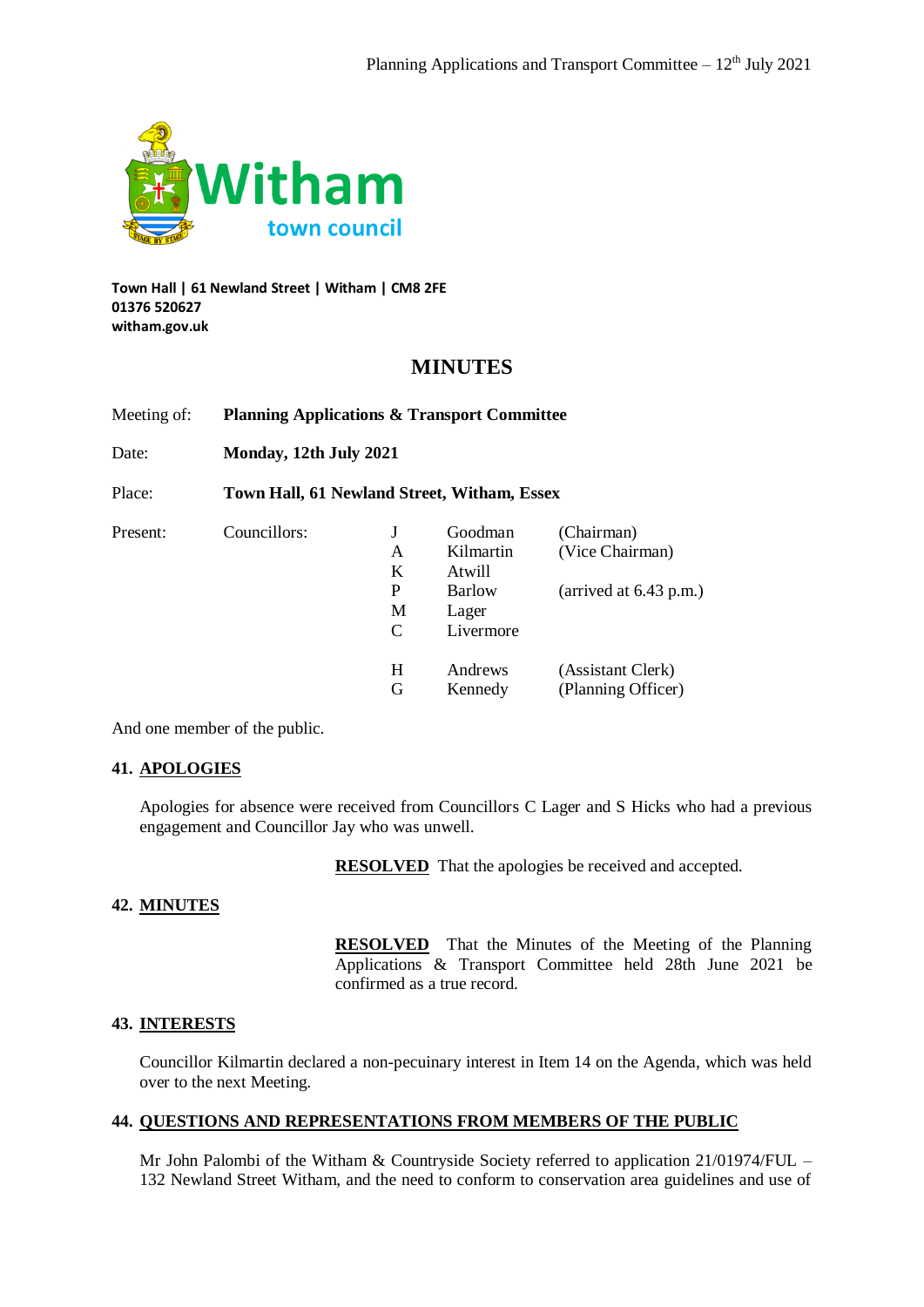**Witham**
**town council**

**Town Hall | 61 Newland Street | Witham | CM8 2FE**
**01376 520627**
**witham.gov.uk**

# MINUTES

| | | | | |
|---|---|---|---|---|
| Meeting of: | **Planning Applications & Transport Committee** | | | |
| Date: | **Monday, 12th July 2021** | | | |
| Place: | **Town Hall, 61 Newland Street, Witham, Essex** | | | |
| Present: | Councillors: | J | Goodman | (Chairman) |
| | | A | Kilmartin | (Vice Chairman) |
| | | K | Atwill | |
| | | P | Barlow | (arrived at 6.43 p.m.) |
| | | M | Lager | |
| | | C | Livermore | |
| | | H | Andrews | (Assistant Clerk) |
| | | G | Kennedy | (Planning Officer) |

And one member of the public.

## 41. APOLOGIES

Apologies for absence were received from Councillors C Lager and S Hicks who had a previous engagement and Councillor Jay who was unwell.

**RESOLVED** That the apologies be received and accepted.

## 42. MINUTES

**RESOLVED** That the Minutes of the Meeting of the Planning Applications & Transport Committee held 28th June 2021 be confirmed as a true record.

## 43. INTERESTS

Councillor Kilmartin declared a non-pecuinary interest in Item 14 on the Agenda, which was held over to the next Meeting.

## 44. QUESTIONS AND REPRESENTATIONS FROM MEMBERS OF THE PUBLIC

Mr John Palombi of the Witham & Countryside Society referred to application 21/01974/FUL – 132 Newland Street Witham, and the need to conform to conservation area guidelines and use of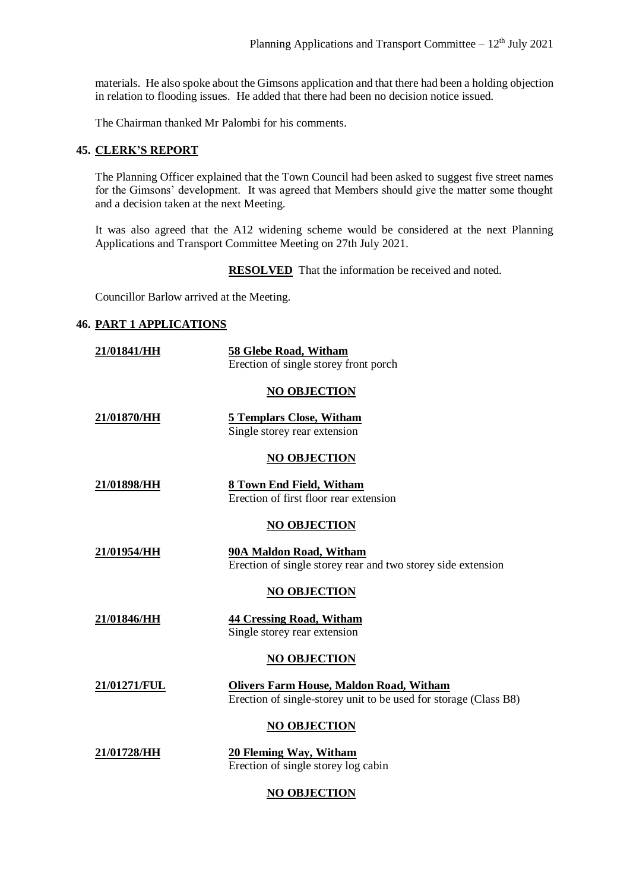materials. He also spoke about the Gimsons application and that there had been a holding objection in relation to flooding issues. He added that there had been no decision notice issued.

The Chairman thanked Mr Palombi for his comments.

## 45. CLERK'S REPORT

The Planning Officer explained that the Town Council had been asked to suggest five street names for the Gimsons' development. It was agreed that Members should give the matter some thought and a decision taken at the next Meeting.

It was also agreed that the A12 widening scheme would be considered at the next Planning Applications and Transport Committee Meeting on 27th July 2021.

**RESOLVED** That the information be received and noted.

Councillor Barlow arrived at the Meeting.

## 46. PART 1 APPLICATIONS

**21/01841/HH** — **58 Glebe Road, Witham**
Erection of single storey front porch

**NO OBJECTION**

**21/01870/HH** — **5 Templars Close, Witham**
Single storey rear extension

**NO OBJECTION**

**21/01898/HH** — **8 Town End Field, Witham**
Erection of first floor rear extension

**NO OBJECTION**

**21/01954/HH** — **90A Maldon Road, Witham**
Erection of single storey rear and two storey side extension

**NO OBJECTION**

**21/01846/HH** — **44 Cressing Road, Witham**
Single storey rear extension

**NO OBJECTION**

**21/01271/FUL** — **Olivers Farm House, Maldon Road, Witham**
Erection of single-storey unit to be used for storage (Class B8)

**NO OBJECTION**

**21/01728/HH** — **20 Fleming Way, Witham**
Erection of single storey log cabin

**NO OBJECTION**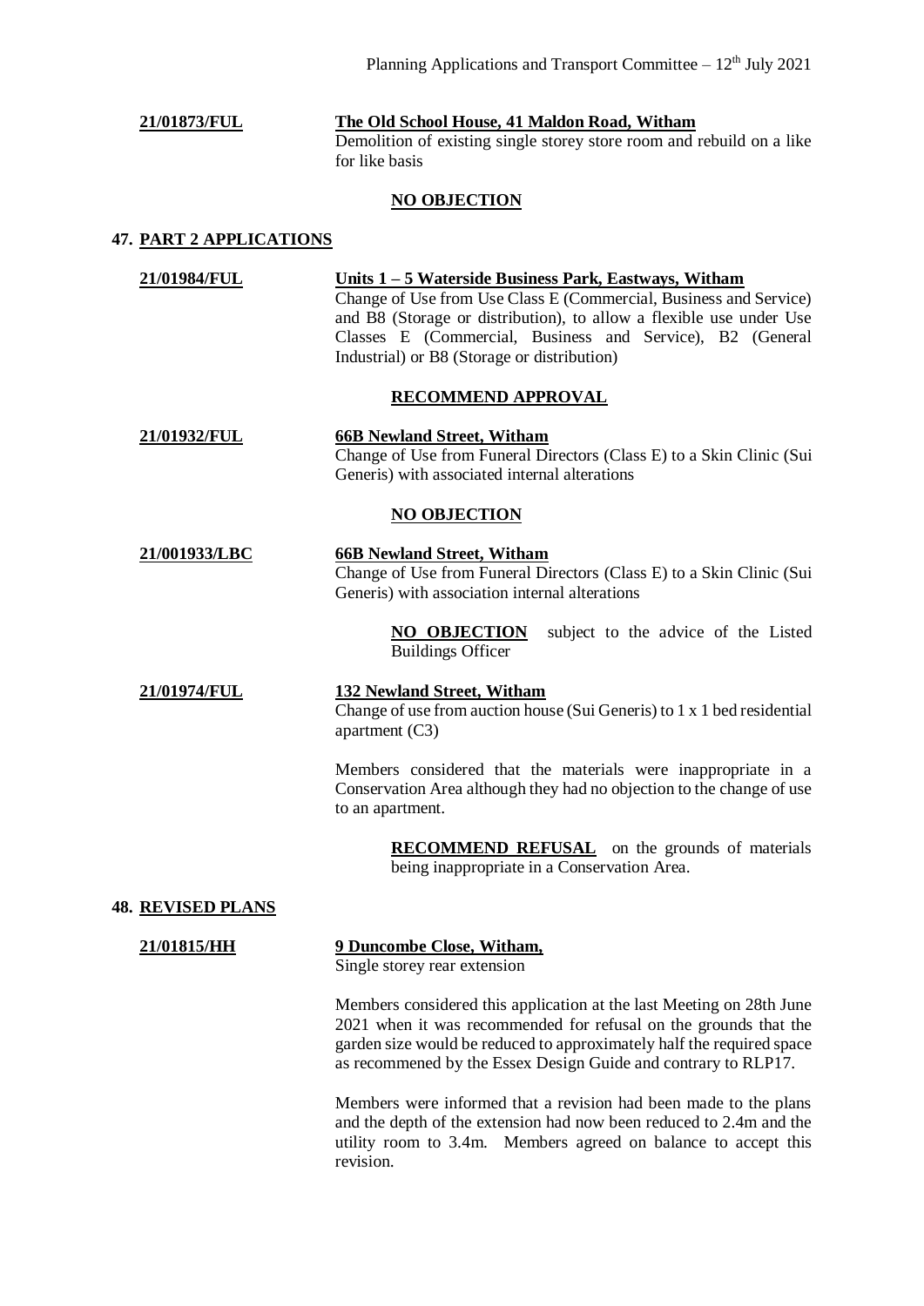**21/01873/FUL** **The Old School House, 41 Maldon Road, Witham**

Demolition of existing single storey store room and rebuild on a like for like basis

**NO OBJECTION**

## 47. PART 2 APPLICATIONS

**21/01984/FUL** **Units 1 – 5 Waterside Business Park, Eastways, Witham**

Change of Use from Use Class E (Commercial, Business and Service) and B8 (Storage or distribution), to allow a flexible use under Use Classes E (Commercial, Business and Service), B2 (General Industrial) or B8 (Storage or distribution)

**RECOMMEND APPROVAL**

**21/01932/FUL** **66B Newland Street, Witham**

Change of Use from Funeral Directors (Class E) to a Skin Clinic (Sui Generis) with associated internal alterations

**NO OBJECTION**

**21/001933/LBC** **66B Newland Street, Witham**

Change of Use from Funeral Directors (Class E) to a Skin Clinic (Sui Generis) with association internal alterations

**NO OBJECTION** subject to the advice of the Listed Buildings Officer

**21/01974/FUL** **132 Newland Street, Witham**

Change of use from auction house (Sui Generis) to 1 x 1 bed residential apartment (C3)

Members considered that the materials were inappropriate in a Conservation Area although they had no objection to the change of use to an apartment.

**RECOMMEND REFUSAL** on the grounds of materials being inappropriate in a Conservation Area.

## 48. REVISED PLANS

**21/01815/HH** **9 Duncombe Close, Witham,**

Single storey rear extension

Members considered this application at the last Meeting on 28th June 2021 when it was recommended for refusal on the grounds that the garden size would be reduced to approximately half the required space as recommened by the Essex Design Guide and contrary to RLP17.

Members were informed that a revision had been made to the plans and the depth of the extension had now been reduced to 2.4m and the utility room to 3.4m. Members agreed on balance to accept this revision.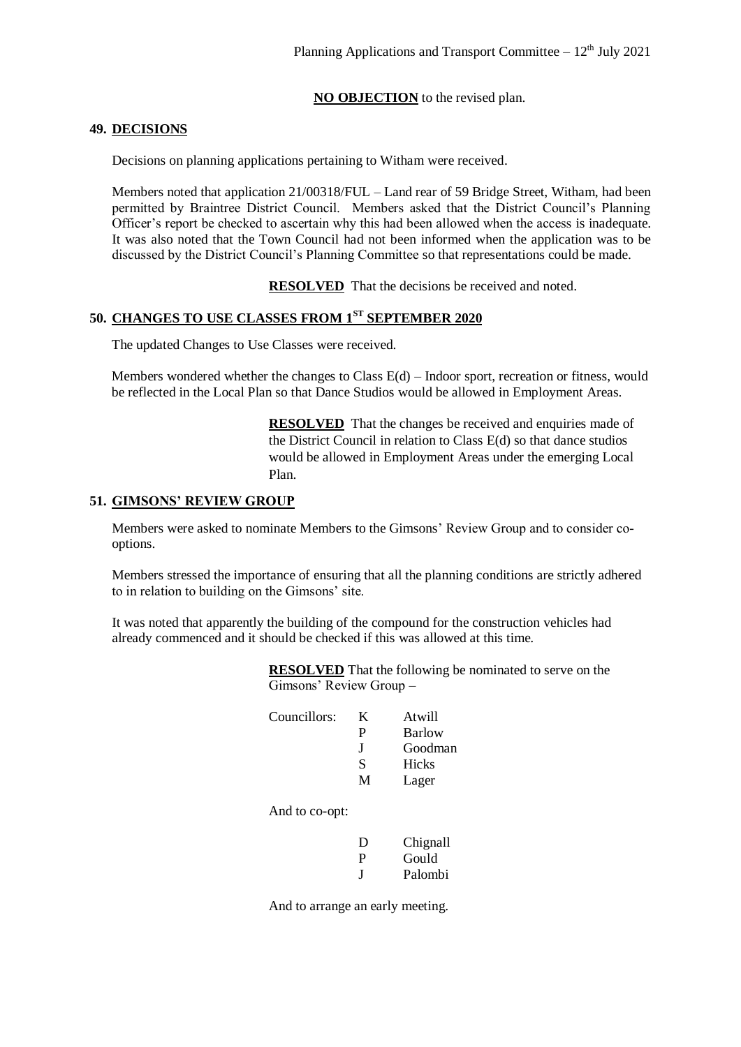**NO OBJECTION** to the revised plan.

## 49. DECISIONS

Decisions on planning applications pertaining to Witham were received.

Members noted that application 21/00318/FUL – Land rear of 59 Bridge Street, Witham, had been permitted by Braintree District Council. Members asked that the District Council's Planning Officer's report be checked to ascertain why this had been allowed when the access is inadequate. It was also noted that the Town Council had not been informed when the application was to be discussed by the District Council's Planning Committee so that representations could be made.

**RESOLVED** That the decisions be received and noted.

## 50. CHANGES TO USE CLASSES FROM 1ST SEPTEMBER 2020

The updated Changes to Use Classes were received.

Members wondered whether the changes to Class E(d) – Indoor sport, recreation or fitness, would be reflected in the Local Plan so that Dance Studios would be allowed in Employment Areas.

**RESOLVED** That the changes be received and enquiries made of the District Council in relation to Class E(d) so that dance studios would be allowed in Employment Areas under the emerging Local Plan.

## 51. GIMSONS' REVIEW GROUP

Members were asked to nominate Members to the Gimsons' Review Group and to consider co-options.

Members stressed the importance of ensuring that all the planning conditions are strictly adhered to in relation to building on the Gimsons' site.

It was noted that apparently the building of the compound for the construction vehicles had already commenced and it should be checked if this was allowed at this time.

**RESOLVED** That the following be nominated to serve on the Gimsons' Review Group –

Councillors:
- K Atwill
- P Barlow
- J Goodman
- S Hicks
- M Lager

And to co-opt:

- D Chignall
- P Gould
- J Palombi

And to arrange an early meeting.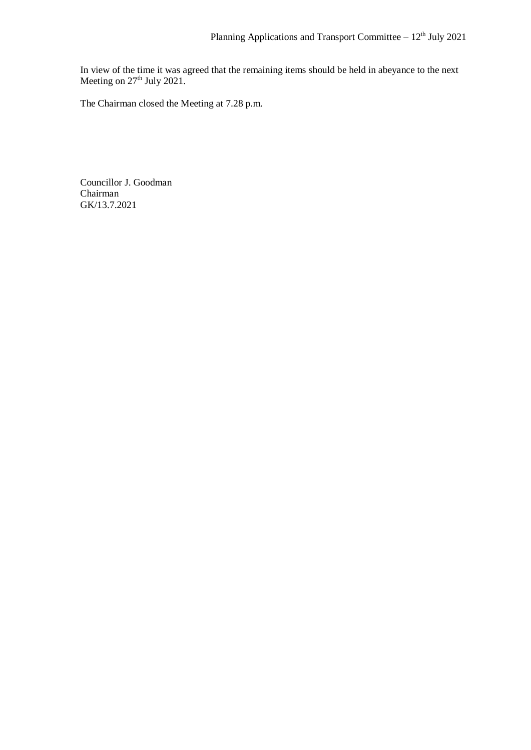In view of the time it was agreed that the remaining items should be held in abeyance to the next Meeting on 27th July 2021.

The Chairman closed the Meeting at 7.28 p.m.

Councillor J. Goodman
Chairman
GK/13.7.2021